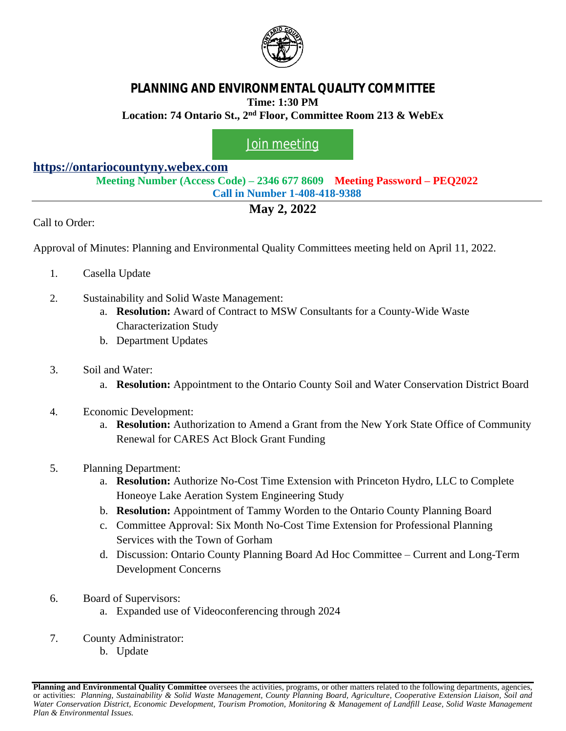# PLANNING AND ENVIRONMENTAL QUALITY COMMITTEE

**Time: 1:30 PM**

**Location: 74 Ontario St., 2nd Floor, Committee Room 213 & WebEx**

Join meeting

**https://ontariocountyny.webex.com**

**Meeting Number (Access Code) – 2346 677 8609** **Meeting Password – PEQ2022**

**Call in Number 1-408-418-9388**

## May 2, 2022

Call to Order:

Approval of Minutes: Planning and Environmental Quality Committees meeting held on April 11, 2022.

1. Casella Update

2. Sustainability and Solid Waste Management:
   a. **Resolution:** Award of Contract to MSW Consultants for a County-Wide Waste Characterization Study
   b. Department Updates

3. Soil and Water:
   a. **Resolution:** Appointment to the Ontario County Soil and Water Conservation District Board

4. Economic Development:
   a. **Resolution:** Authorization to Amend a Grant from the New York State Office of Community Renewal for CARES Act Block Grant Funding

5. Planning Department:
   a. **Resolution:** Authorize No-Cost Time Extension with Princeton Hydro, LLC to Complete Honeoye Lake Aeration System Engineering Study
   b. **Resolution:** Appointment of Tammy Worden to the Ontario County Planning Board
   c. Committee Approval: Six Month No-Cost Time Extension for Professional Planning Services with the Town of Gorham
   d. Discussion: Ontario County Planning Board Ad Hoc Committee – Current and Long-Term Development Concerns

6. Board of Supervisors:
   a. Expanded use of Videoconferencing through 2024

7. County Administrator:
   b. Update

**Planning and Environmental Quality Committee** oversees the activities, programs, or other matters related to the following departments, agencies, or activities: *Planning, Sustainability & Solid Waste Management, County Planning Board, Agriculture, Cooperative Extension Liaison, Soil and Water Conservation District, Economic Development, Tourism Promotion, Monitoring & Management of Landfill Lease, Solid Waste Management Plan & Environmental Issues.*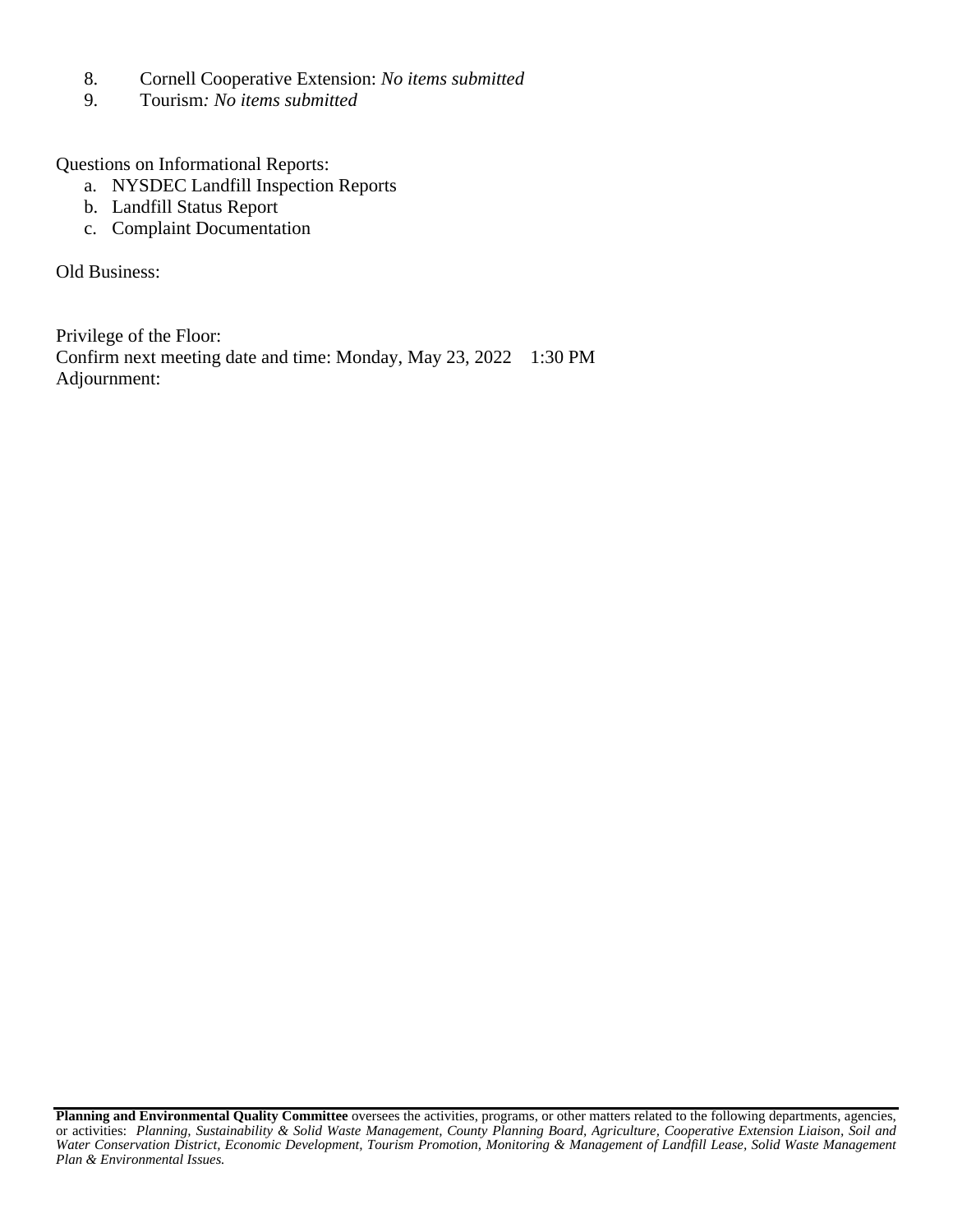8. Cornell Cooperative Extension: *No items submitted*
9. Tourism*: No items submitted*

Questions on Informational Reports:

a. NYSDEC Landfill Inspection Reports
b. Landfill Status Report
c. Complaint Documentation

Old Business:

Privilege of the Floor:
Confirm next meeting date and time: Monday, May 23, 2022 1:30 PM
Adjournment:

**Planning and Environmental Quality Committee** oversees the activities, programs, or other matters related to the following departments, agencies, or activities: *Planning, Sustainability & Solid Waste Management, County Planning Board, Agriculture, Cooperative Extension Liaison, Soil and Water Conservation District, Economic Development, Tourism Promotion, Monitoring & Management of Landfill Lease, Solid Waste Management Plan & Environmental Issues.*